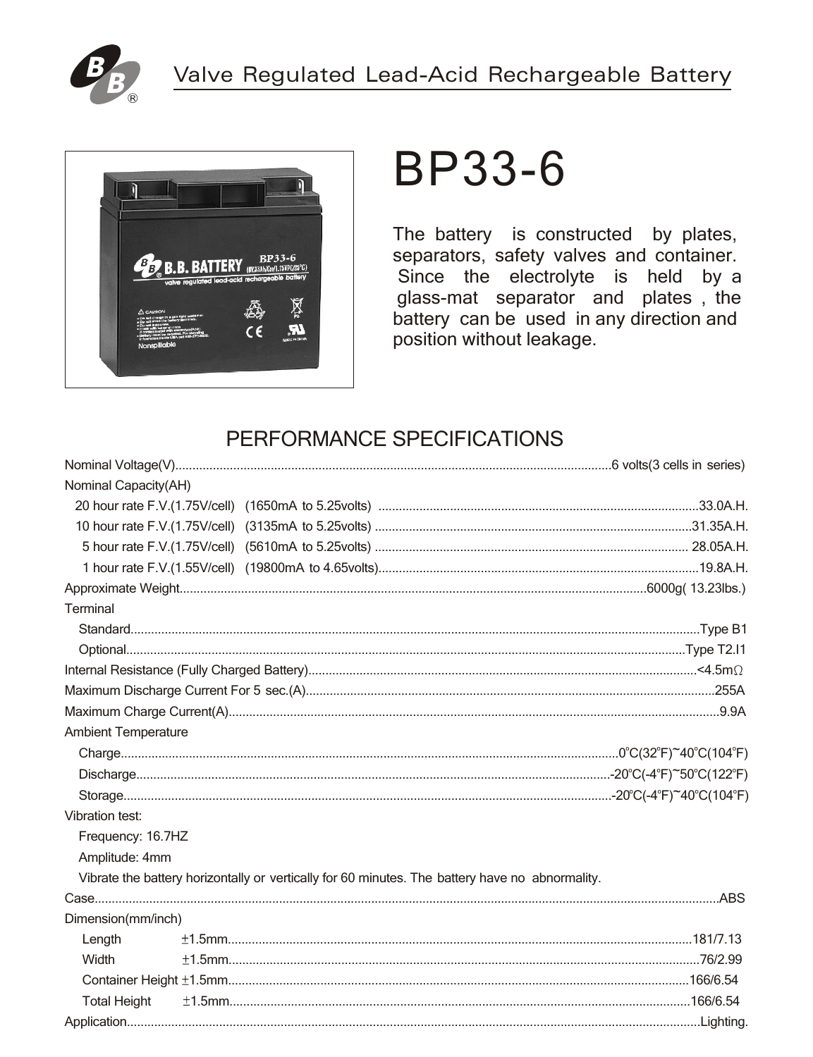Valve Regulated Lead-Acid Rechargeable Battery

# BP33-6

The battery is constructed by plates, separators, safety valves and container. Since the electrolyte is held by a glass-mat separator and plates , the battery can be used in any direction and position without leakage.

## PERFORMANCE SPECIFICATIONS

Nominal Voltage(V)....6 volts(3 cells in series)

Nominal Capacity(AH)

- 20 hour rate F.V.(1.75V/cell) (1650mA to 5.25volts) ....33.0A.H.
- 10 hour rate F.V.(1.75V/cell) (3135mA to 5.25volts) ....31.35A.H.
- 5 hour rate F.V.(1.75V/cell) (5610mA to 5.25volts) .... 28.05A.H.
- 1 hour rate F.V.(1.55V/cell) (19800mA to 4.65volts)....19.8A.H.

Approximate Weight....6000g( 13.23lbs.)

Terminal

- Standard....Type B1
- Optional....Type T2.I1

Internal Resistance (Fully Charged Battery)....<4.5mΩ

Maximum Discharge Current For 5 sec.(A)....255A

Maximum Charge Current(A)....9.9A

Ambient Temperature

- Charge....0°C(32°F)~40°C(104°F)
- Discharge....-20°C(-4°F)~50°C(122°F)
- Storage....-20°C(-4°F)~40°C(104°F)

Vibration test:

- Frequency: 16.7HZ
- Amplitude: 4mm
- Vibrate the battery horizontally or vertically for 60 minutes. The battery have no abnormality.

Case....ABS

Dimension(mm/inch)

- Length ±1.5mm....181/7.13
- Width ±1.5mm....76/2.99
- Container Height ±1.5mm....166/6.54
- Total Height ±1.5mm....166/6.54

Application....Lighting.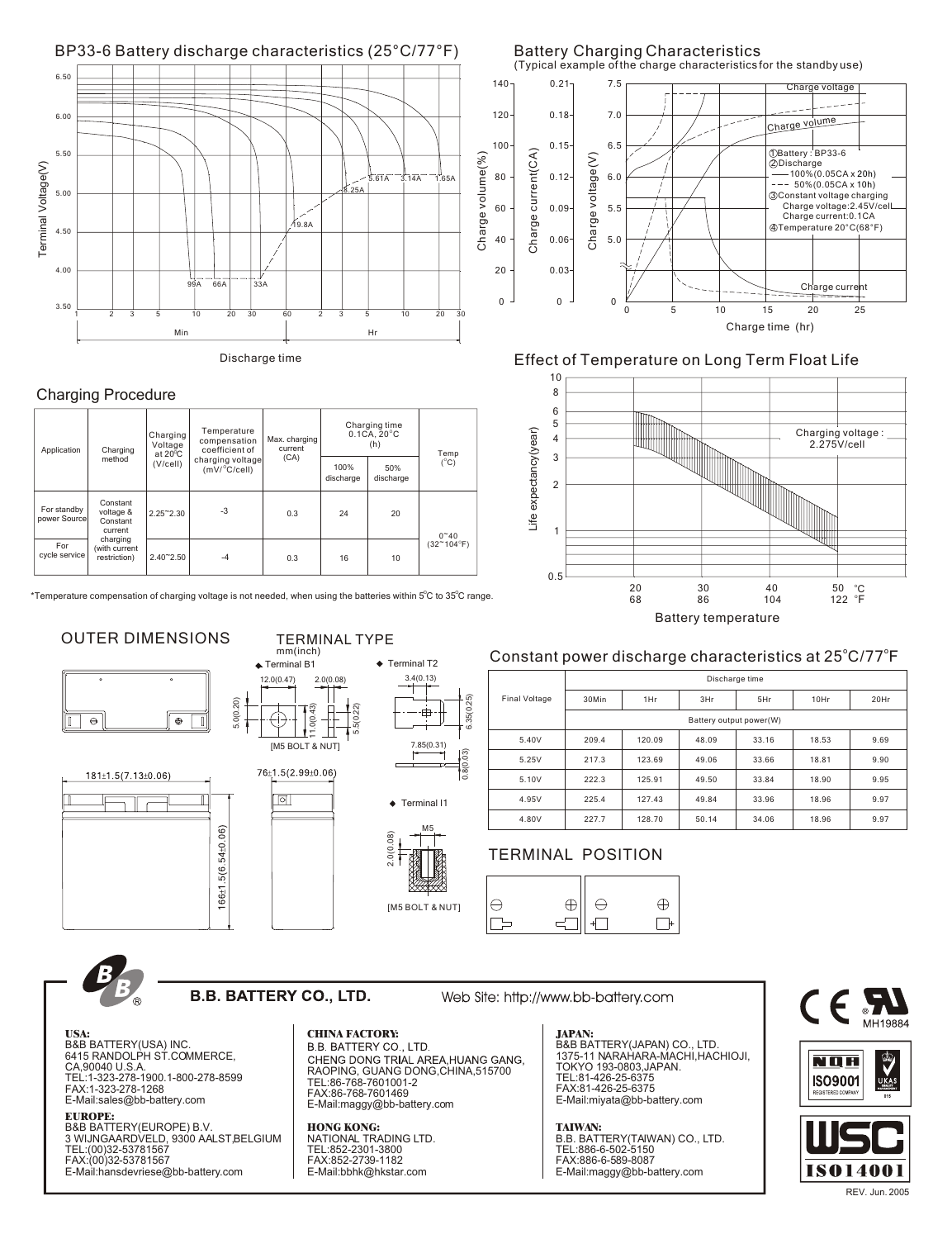## BP33-6 Battery discharge characteristics (25°C/77°F)

Terminal Voltage(V)

6.50
6.00
5.50
5.00
4.50
4.00
3.50

1 2 3 5 10 20 30 60 2 3 5 10 20 30

Min Hr

Discharge time

99A 66A 33A 19.8A 8.25A 5.61A 3.14A 1.65A

## Battery Charging Characteristics

(Typical example of the charge characteristics for the standby use)

Charge volume(%) Charge current(CA) Charge voltage(V)

140 0.21 7.5
120 0.18 7.0
100 0.15 6.5
80 0.12 6.0
60 0.09 5.5
40 0.06 5.0
20 0.03
0 0 0

0 5 10 15 20 25

Charge time (hr)

Charge voltage

Charge volume

Charge current

①Battery : BP33-6
②Discharge
100%(0.05CA x 20h)
50%(0.05CA x 10h)
③Constant voltage charging
Charge voltage:2.45V/cell
Charge current:0.1CA
④Temperature 20°C(68°F)

## Charging Procedure

| Application | Charging method | Charging Voltage at 20°C (V/cell) | Temperature compensation coefficient of charging voltage (mV/°C/cell) | Max. charging current (CA) | Charging time 0.1CA, 20°C (h) | | Temp (°C) |
|---|---|---|---|---|---|---|---|
| | | | | | 100% discharge | 50% discharge | |
| For standby power Source | Constant voltage & Constant current charging (with current restriction) | 2.25~2.30 | -3 | 0.3 | 24 | 20 | 0~40 (32~104°F) |
| For cycle service | | 2.40~2.50 | -4 | 0.3 | 16 | 10 | |

*Temperature compensation of charging voltage is not needed, when using the batteries within 5°C to 35°C range.

## Effect of Temperature on Long Term Float Life

Life expectancy(year)

10
8
6
5
4
3
2
1
0.5

20 30 40 50 °C
68 86 104 122 °F

Battery temperature

Charging voltage : 2.275V/cell

## OUTER DIMENSIONS

181±1.5(7.13±0.06)

76±1.5(2.99±0.06)

166±1.5(6.54±0.06)

## TERMINAL TYPE

mm(inch)

◆ Terminal B1

12.0(0.47) 2.0(0.08)

5.0(0.20) 11.0(0.43) 5.5(0.22)

[M5 BOLT & NUT]

◆ Terminal T2

3.4(0.13)

6.35(0.25)

7.85(0.31)

0.8(0.03)

◆ Terminal I1

M5

2.0(0.08)

[M5 BOLT & NUT]

## Constant power discharge characteristics at 25°C/77°F

| Final Voltage | Discharge time | | | | | |
|---|---|---|---|---|---|---|
| | 30Min | 1Hr | 3Hr | 5Hr | 10Hr | 20Hr |
| | Battery output power(W) | | | | | |
| 5.40V | 209.4 | 120.09 | 48.09 | 33.16 | 18.53 | 9.69 |
| 5.25V | 217.3 | 123.69 | 49.06 | 33.66 | 18.81 | 9.90 |
| 5.10V | 222.3 | 125.91 | 49.50 | 33.84 | 18.90 | 9.95 |
| 4.95V | 225.4 | 127.43 | 49.84 | 33.96 | 18.96 | 9.97 |
| 4.80V | 227.7 | 128.70 | 50.14 | 34.06 | 18.96 | 9.97 |

## TERMINAL POSITION

⊖ ⊕ ⊖ ⊕

**B.B. BATTERY CO., LTD.** Web Site: http://www.bb-battery.com

**USA:**
B&B BATTERY(USA) INC.
6415 RANDOLPH ST.COMMERCE,
CA,90040 U.S.A.
TEL:1-323-278-1900.1-800-278-8599
FAX:1-323-278-1268
E-Mail:sales@bb-battery.com

**EUROPE:**
B&B BATTERY(EUROPE) B.V.
3 WIJNGAARDVELD, 9300 AALST,BELGIUM
TEL:(00)32-53781567
FAX:(00)32-53781567
E-Mail:hansdevriese@bb-battery.com

**CHINA FACTORY:**
B.B. BATTERY CO., LTD.
CHENG DONG TRIAL AREA,HUANG GANG,
RAOPING, GUANG DONG,CHINA,515700
TEL:86-768-7601001-2
FAX:86-768-7601469
E-Mail:maggy@bb-battery.com

**HONG KONG:**
NATIONAL TRADING LTD.
TEL:852-2301-3800
FAX:852-2739-1182
E-Mail:bbhk@hkstar.com

**JAPAN:**
B&B BATTERY(JAPAN) CO., LTD.
1375-11 NARAHARA-MACHI,HACHIOJI,
TOKYO 193-0803,JAPAN.
TEL:81-426-25-6375
FAX:81-426-25-6375
E-Mail:miyata@bb-battery.com

**TAIWAN:**
B.B. BATTERY(TAIWAN) CO., LTD.
TEL:886-6-502-5150
FAX:886-6-589-8087
E-Mail:maggy@bb-battery.com

MH19884

ISO9001

ISO14001

REV. Jun. 2005